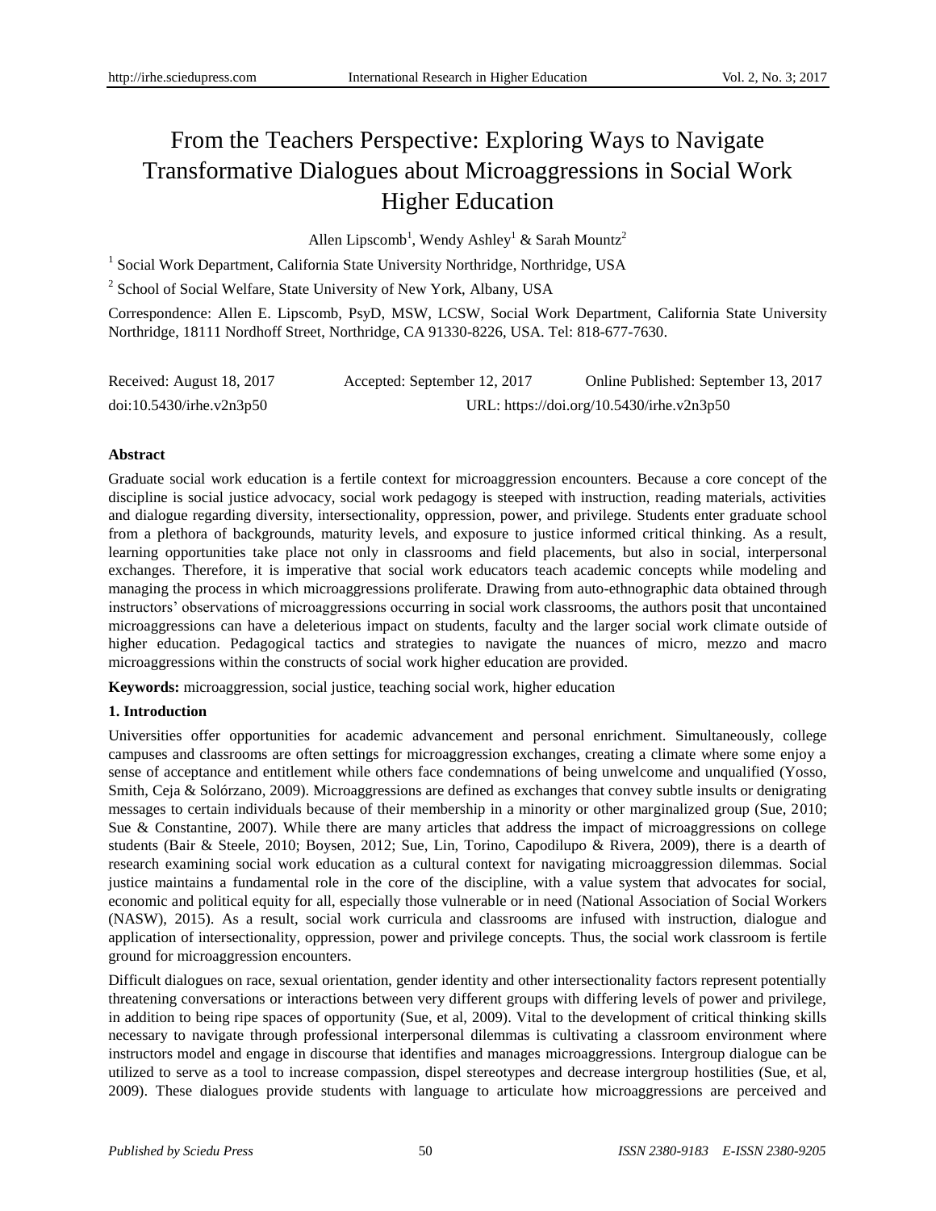# From the Teachers Perspective: Exploring Ways to Navigate Transformative Dialogues about Microaggressions in Social Work Higher Education

Allen Lipscomb[1], Wendy Ashley[1] & Sarah Mountz[2]

[1] Social Work Department, California State University Northridge, Northridge, USA

[2] School of Social Welfare, State University of New York, Albany, USA

Correspondence: Allen E. Lipscomb, PsyD, MSW, LCSW, Social Work Department, California State University Northridge, 18111 Nordhoff Street, Northridge, CA 91330-8226, USA. Tel: 818-677-7630.

Received: August 18, 2017 Accepted: September 12, 2017 Online Published: September 13, 2017

doi:10.5430/irhe.v2n3p50 URL: https://doi.org/10.5430/irhe.v2n3p50

**Abstract**

Graduate social work education is a fertile context for microaggression encounters. Because a core concept of the discipline is social justice advocacy, social work pedagogy is steeped with instruction, reading materials, activities and dialogue regarding diversity, intersectionality, oppression, power, and privilege. Students enter graduate school from a plethora of backgrounds, maturity levels, and exposure to justice informed critical thinking. As a result, learning opportunities take place not only in classrooms and field placements, but also in social, interpersonal exchanges. Therefore, it is imperative that social work educators teach academic concepts while modeling and managing the process in which microaggressions proliferate. Drawing from auto-ethnographic data obtained through instructors' observations of microaggressions occurring in social work classrooms, the authors posit that uncontained microaggressions can have a deleterious impact on students, faculty and the larger social work climate outside of higher education. Pedagogical tactics and strategies to navigate the nuances of micro, mezzo and macro microaggressions within the constructs of social work higher education are provided.

**Keywords:** microaggression, social justice, teaching social work, higher education

## 1. Introduction

Universities offer opportunities for academic advancement and personal enrichment. Simultaneously, college campuses and classrooms are often settings for microaggression exchanges, creating a climate where some enjoy a sense of acceptance and entitlement while others face condemnations of being unwelcome and unqualified (Yosso, Smith, Ceja & Solórzano, 2009). Microaggressions are defined as exchanges that convey subtle insults or denigrating messages to certain individuals because of their membership in a minority or other marginalized group (Sue, 2010; Sue & Constantine, 2007). While there are many articles that address the impact of microaggressions on college students (Bair & Steele, 2010; Boysen, 2012; Sue, Lin, Torino, Capodilupo & Rivera, 2009), there is a dearth of research examining social work education as a cultural context for navigating microaggression dilemmas. Social justice maintains a fundamental role in the core of the discipline, with a value system that advocates for social, economic and political equity for all, especially those vulnerable or in need (National Association of Social Workers (NASW), 2015). As a result, social work curricula and classrooms are infused with instruction, dialogue and application of intersectionality, oppression, power and privilege concepts. Thus, the social work classroom is fertile ground for microaggression encounters.

Difficult dialogues on race, sexual orientation, gender identity and other intersectionality factors represent potentially threatening conversations or interactions between very different groups with differing levels of power and privilege, in addition to being ripe spaces of opportunity (Sue, et al, 2009). Vital to the development of critical thinking skills necessary to navigate through professional interpersonal dilemmas is cultivating a classroom environment where instructors model and engage in discourse that identifies and manages microaggressions. Intergroup dialogue can be utilized to serve as a tool to increase compassion, dispel stereotypes and decrease intergroup hostilities (Sue, et al, 2009). These dialogues provide students with language to articulate how microaggressions are perceived and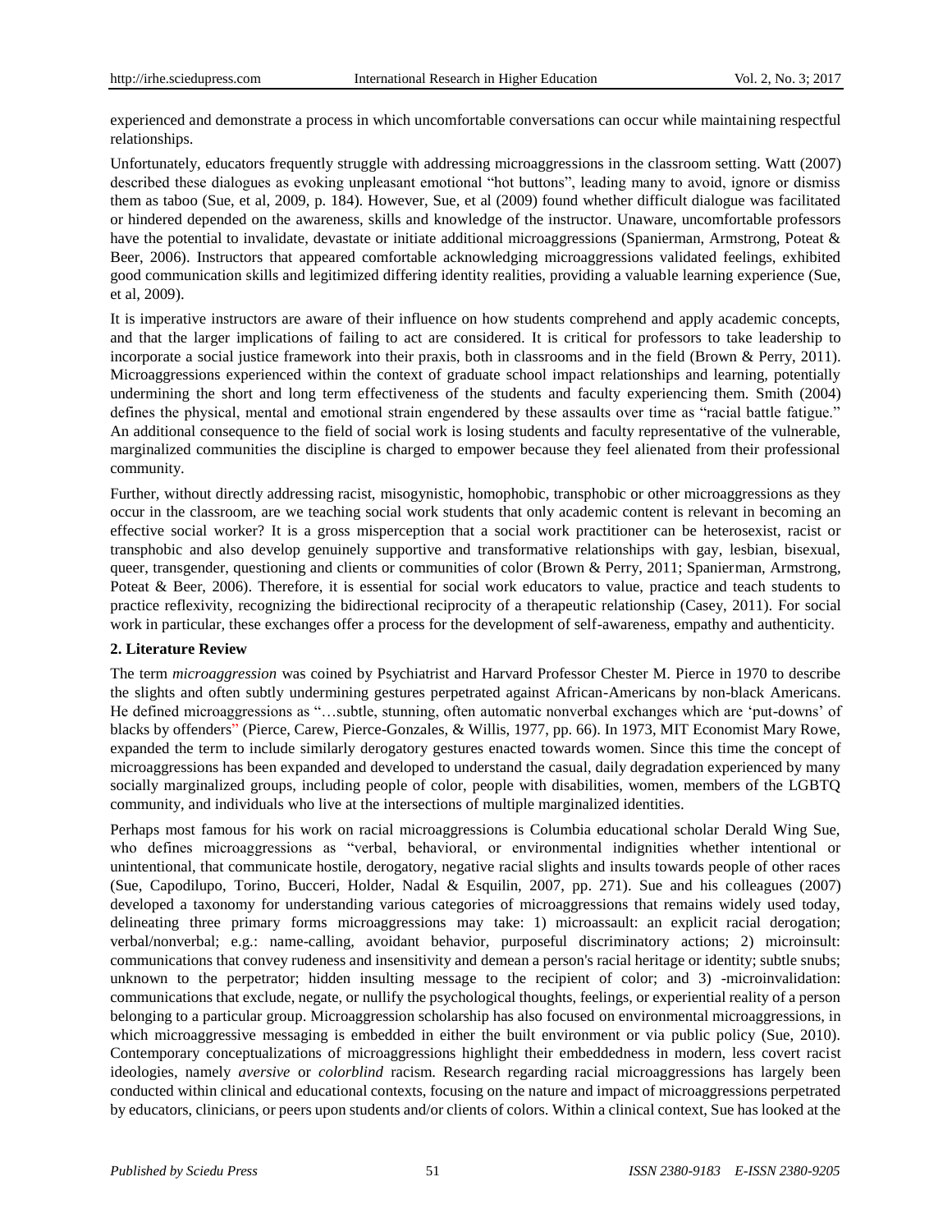experienced and demonstrate a process in which uncomfortable conversations can occur while maintaining respectful relationships.

Unfortunately, educators frequently struggle with addressing microaggressions in the classroom setting. Watt (2007) described these dialogues as evoking unpleasant emotional "hot buttons", leading many to avoid, ignore or dismiss them as taboo (Sue, et al, 2009, p. 184). However, Sue, et al (2009) found whether difficult dialogue was facilitated or hindered depended on the awareness, skills and knowledge of the instructor. Unaware, uncomfortable professors have the potential to invalidate, devastate or initiate additional microaggressions (Spanierman, Armstrong, Poteat & Beer, 2006). Instructors that appeared comfortable acknowledging microaggressions validated feelings, exhibited good communication skills and legitimized differing identity realities, providing a valuable learning experience (Sue, et al, 2009).

It is imperative instructors are aware of their influence on how students comprehend and apply academic concepts, and that the larger implications of failing to act are considered. It is critical for professors to take leadership to incorporate a social justice framework into their praxis, both in classrooms and in the field (Brown & Perry, 2011). Microaggressions experienced within the context of graduate school impact relationships and learning, potentially undermining the short and long term effectiveness of the students and faculty experiencing them. Smith (2004) defines the physical, mental and emotional strain engendered by these assaults over time as "racial battle fatigue." An additional consequence to the field of social work is losing students and faculty representative of the vulnerable, marginalized communities the discipline is charged to empower because they feel alienated from their professional community.

Further, without directly addressing racist, misogynistic, homophobic, transphobic or other microaggressions as they occur in the classroom, are we teaching social work students that only academic content is relevant in becoming an effective social worker? It is a gross misperception that a social work practitioner can be heterosexist, racist or transphobic and also develop genuinely supportive and transformative relationships with gay, lesbian, bisexual, queer, transgender, questioning and clients or communities of color (Brown & Perry, 2011; Spanierman, Armstrong, Poteat & Beer, 2006). Therefore, it is essential for social work educators to value, practice and teach students to practice reflexivity, recognizing the bidirectional reciprocity of a therapeutic relationship (Casey, 2011). For social work in particular, these exchanges offer a process for the development of self-awareness, empathy and authenticity.

## 2. Literature Review

The term *microaggression* was coined by Psychiatrist and Harvard Professor Chester M. Pierce in 1970 to describe the slights and often subtly undermining gestures perpetrated against African-Americans by non-black Americans. He defined microaggressions as "…subtle, stunning, often automatic nonverbal exchanges which are 'put-downs' of blacks by offenders" (Pierce, Carew, Pierce-Gonzales, & Willis, 1977, pp. 66). In 1973, MIT Economist Mary Rowe, expanded the term to include similarly derogatory gestures enacted towards women. Since this time the concept of microaggressions has been expanded and developed to understand the casual, daily degradation experienced by many socially marginalized groups, including people of color, people with disabilities, women, members of the LGBTQ community, and individuals who live at the intersections of multiple marginalized identities.

Perhaps most famous for his work on racial microaggressions is Columbia educational scholar Derald Wing Sue, who defines microaggressions as "verbal, behavioral, or environmental indignities whether intentional or unintentional, that communicate hostile, derogatory, negative racial slights and insults towards people of other races (Sue, Capodilupo, Torino, Bucceri, Holder, Nadal & Esquilin, 2007, pp. 271). Sue and his colleagues (2007) developed a taxonomy for understanding various categories of microaggressions that remains widely used today, delineating three primary forms microaggressions may take: 1) microassault: an explicit racial derogation; verbal/nonverbal; e.g.: name-calling, avoidant behavior, purposeful discriminatory actions; 2) microinsult: communications that convey rudeness and insensitivity and demean a person's racial heritage or identity; subtle snubs; unknown to the perpetrator; hidden insulting message to the recipient of color; and 3) -microinvalidation: communications that exclude, negate, or nullify the psychological thoughts, feelings, or experiential reality of a person belonging to a particular group. Microaggression scholarship has also focused on environmental microaggressions, in which microaggressive messaging is embedded in either the built environment or via public policy (Sue, 2010). Contemporary conceptualizations of microaggressions highlight their embeddedness in modern, less covert racist ideologies, namely *aversive* or *colorblind* racism. Research regarding racial microaggressions has largely been conducted within clinical and educational contexts, focusing on the nature and impact of microaggressions perpetrated by educators, clinicians, or peers upon students and/or clients of colors. Within a clinical context, Sue has looked at the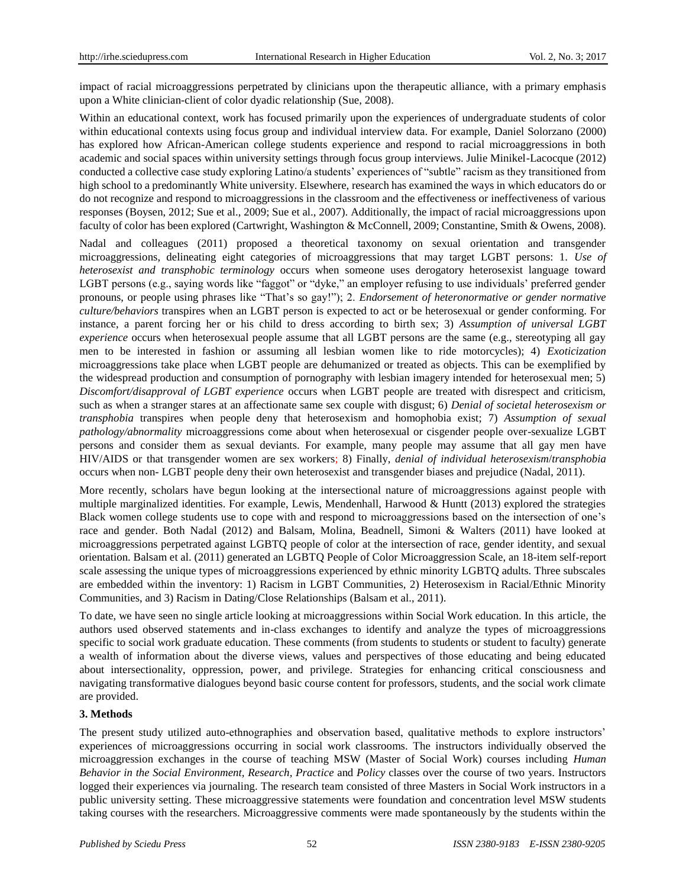impact of racial microaggressions perpetrated by clinicians upon the therapeutic alliance, with a primary emphasis upon a White clinician-client of color dyadic relationship (Sue, 2008).

Within an educational context, work has focused primarily upon the experiences of undergraduate students of color within educational contexts using focus group and individual interview data. For example, Daniel Solorzano (2000) has explored how African-American college students experience and respond to racial microaggressions in both academic and social spaces within university settings through focus group interviews. Julie Minikel-Lacocque (2012) conducted a collective case study exploring Latino/a students' experiences of "subtle" racism as they transitioned from high school to a predominantly White university. Elsewhere, research has examined the ways in which educators do or do not recognize and respond to microaggressions in the classroom and the effectiveness or ineffectiveness of various responses (Boysen, 2012; Sue et al., 2009; Sue et al., 2007). Additionally, the impact of racial microaggressions upon faculty of color has been explored (Cartwright, Washington & McConnell, 2009; Constantine, Smith & Owens, 2008).

Nadal and colleagues (2011) proposed a theoretical taxonomy on sexual orientation and transgender microaggressions, delineating eight categories of microaggressions that may target LGBT persons: 1. *Use of heterosexist and transphobic terminology* occurs when someone uses derogatory heterosexist language toward LGBT persons (e.g., saying words like "faggot" or "dyke," an employer refusing to use individuals' preferred gender pronouns, or people using phrases like "That's so gay!"); 2. *Endorsement of heteronormative or gender normative culture/behaviors* transpires when an LGBT person is expected to act or be heterosexual or gender conforming. For instance, a parent forcing her or his child to dress according to birth sex; 3) *Assumption of universal LGBT experience* occurs when heterosexual people assume that all LGBT persons are the same (e.g., stereotyping all gay men to be interested in fashion or assuming all lesbian women like to ride motorcycles); 4) *Exoticization* microaggressions take place when LGBT people are dehumanized or treated as objects. This can be exemplified by the widespread production and consumption of pornography with lesbian imagery intended for heterosexual men; 5) *Discomfort/disapproval of LGBT experience* occurs when LGBT people are treated with disrespect and criticism, such as when a stranger stares at an affectionate same sex couple with disgust; 6) *Denial of societal heterosexism or transphobia* transpires when people deny that heterosexism and homophobia exist; 7) *Assumption of sexual pathology/abnormality* microaggressions come about when heterosexual or cisgender people over-sexualize LGBT persons and consider them as sexual deviants. For example, many people may assume that all gay men have HIV/AIDS or that transgender women are sex workers; 8) Finally, *denial of individual heterosexism/transphobia* occurs when non- LGBT people deny their own heterosexist and transgender biases and prejudice (Nadal, 2011).

More recently, scholars have begun looking at the intersectional nature of microaggressions against people with multiple marginalized identities. For example, Lewis, Mendenhall, Harwood & Huntt (2013) explored the strategies Black women college students use to cope with and respond to microaggressions based on the intersection of one's race and gender. Both Nadal (2012) and Balsam, Molina, Beadnell, Simoni & Walters (2011) have looked at microaggressions perpetrated against LGBTQ people of color at the intersection of race, gender identity, and sexual orientation. Balsam et al. (2011) generated an LGBTQ People of Color Microaggression Scale, an 18-item self-report scale assessing the unique types of microaggressions experienced by ethnic minority LGBTQ adults. Three subscales are embedded within the inventory: 1) Racism in LGBT Communities, 2) Heterosexism in Racial/Ethnic Minority Communities, and 3) Racism in Dating/Close Relationships (Balsam et al., 2011).

To date, we have seen no single article looking at microaggressions within Social Work education. In this article, the authors used observed statements and in-class exchanges to identify and analyze the types of microaggressions specific to social work graduate education. These comments (from students to students or student to faculty) generate a wealth of information about the diverse views, values and perspectives of those educating and being educated about intersectionality, oppression, power, and privilege. Strategies for enhancing critical consciousness and navigating transformative dialogues beyond basic course content for professors, students, and the social work climate are provided.

## 3. Methods

The present study utilized auto-ethnographies and observation based, qualitative methods to explore instructors' experiences of microaggressions occurring in social work classrooms. The instructors individually observed the microaggression exchanges in the course of teaching MSW (Master of Social Work) courses including *Human Behavior in the Social Environment, Research, Practice* and *Policy* classes over the course of two years. Instructors logged their experiences via journaling. The research team consisted of three Masters in Social Work instructors in a public university setting. These microaggressive statements were foundation and concentration level MSW students taking courses with the researchers. Microaggressive comments were made spontaneously by the students within the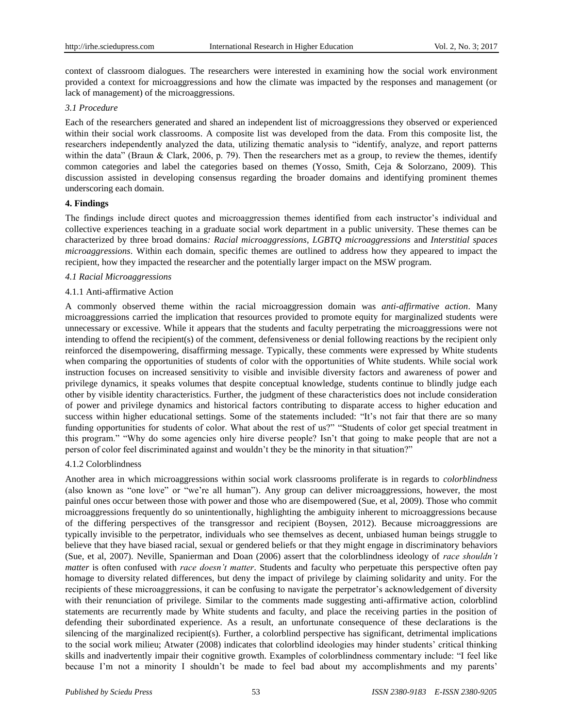context of classroom dialogues. The researchers were interested in examining how the social work environment provided a context for microaggressions and how the climate was impacted by the responses and management (or lack of management) of the microaggressions.

### *3.1 Procedure*

Each of the researchers generated and shared an independent list of microaggressions they observed or experienced within their social work classrooms. A composite list was developed from the data. From this composite list, the researchers independently analyzed the data, utilizing thematic analysis to "identify, analyze, and report patterns within the data" (Braun & Clark, 2006, p. 79). Then the researchers met as a group, to review the themes, identify common categories and label the categories based on themes (Yosso, Smith, Ceja & Solorzano, 2009). This discussion assisted in developing consensus regarding the broader domains and identifying prominent themes underscoring each domain.

## **4. Findings**

The findings include direct quotes and microaggression themes identified from each instructor's individual and collective experiences teaching in a graduate social work department in a public university. These themes can be characterized by three broad domains*: Racial microaggressions, LGBTQ microaggressions* and *Interstitial spaces microaggressions*. Within each domain, specific themes are outlined to address how they appeared to impact the recipient, how they impacted the researcher and the potentially larger impact on the MSW program.

### *4.1 Racial Microaggressions*

#### 4.1.1 Anti-affirmative Action

A commonly observed theme within the racial microaggression domain was *anti-affirmative action*. Many microaggressions carried the implication that resources provided to promote equity for marginalized students were unnecessary or excessive. While it appears that the students and faculty perpetrating the microaggressions were not intending to offend the recipient(s) of the comment, defensiveness or denial following reactions by the recipient only reinforced the disempowering, disaffirming message. Typically, these comments were expressed by White students when comparing the opportunities of students of color with the opportunities of White students. While social work instruction focuses on increased sensitivity to visible and invisible diversity factors and awareness of power and privilege dynamics, it speaks volumes that despite conceptual knowledge, students continue to blindly judge each other by visible identity characteristics. Further, the judgment of these characteristics does not include consideration of power and privilege dynamics and historical factors contributing to disparate access to higher education and success within higher educational settings. Some of the statements included: "It's not fair that there are so many funding opportunities for students of color. What about the rest of us?" "Students of color get special treatment in this program." "Why do some agencies only hire diverse people? Isn't that going to make people that are not a person of color feel discriminated against and wouldn't they be the minority in that situation?"

#### 4.1.2 Colorblindness

Another area in which microaggressions within social work classrooms proliferate is in regards to *colorblindness* (also known as "one love" or "we're all human"). Any group can deliver microaggressions, however, the most painful ones occur between those with power and those who are disempowered (Sue, et al, 2009). Those who commit microaggressions frequently do so unintentionally, highlighting the ambiguity inherent to microaggressions because of the differing perspectives of the transgressor and recipient (Boysen, 2012). Because microaggressions are typically invisible to the perpetrator, individuals who see themselves as decent, unbiased human beings struggle to believe that they have biased racial, sexual or gendered beliefs or that they might engage in discriminatory behaviors (Sue, et al, 2007). Neville, Spanierman and Doan (2006) assert that the colorblindness ideology of *race shouldn't matter* is often confused with *race doesn't matter*. Students and faculty who perpetuate this perspective often pay homage to diversity related differences, but deny the impact of privilege by claiming solidarity and unity. For the recipients of these microaggressions, it can be confusing to navigate the perpetrator's acknowledgement of diversity with their renunciation of privilege. Similar to the comments made suggesting anti-affirmative action, colorblind statements are recurrently made by White students and faculty, and place the receiving parties in the position of defending their subordinated experience. As a result, an unfortunate consequence of these declarations is the silencing of the marginalized recipient(s). Further, a colorblind perspective has significant, detrimental implications to the social work milieu; Atwater (2008) indicates that colorblind ideologies may hinder students' critical thinking skills and inadvertently impair their cognitive growth. Examples of colorblindness commentary include: "I feel like because I'm not a minority I shouldn't be made to feel bad about my accomplishments and my parents'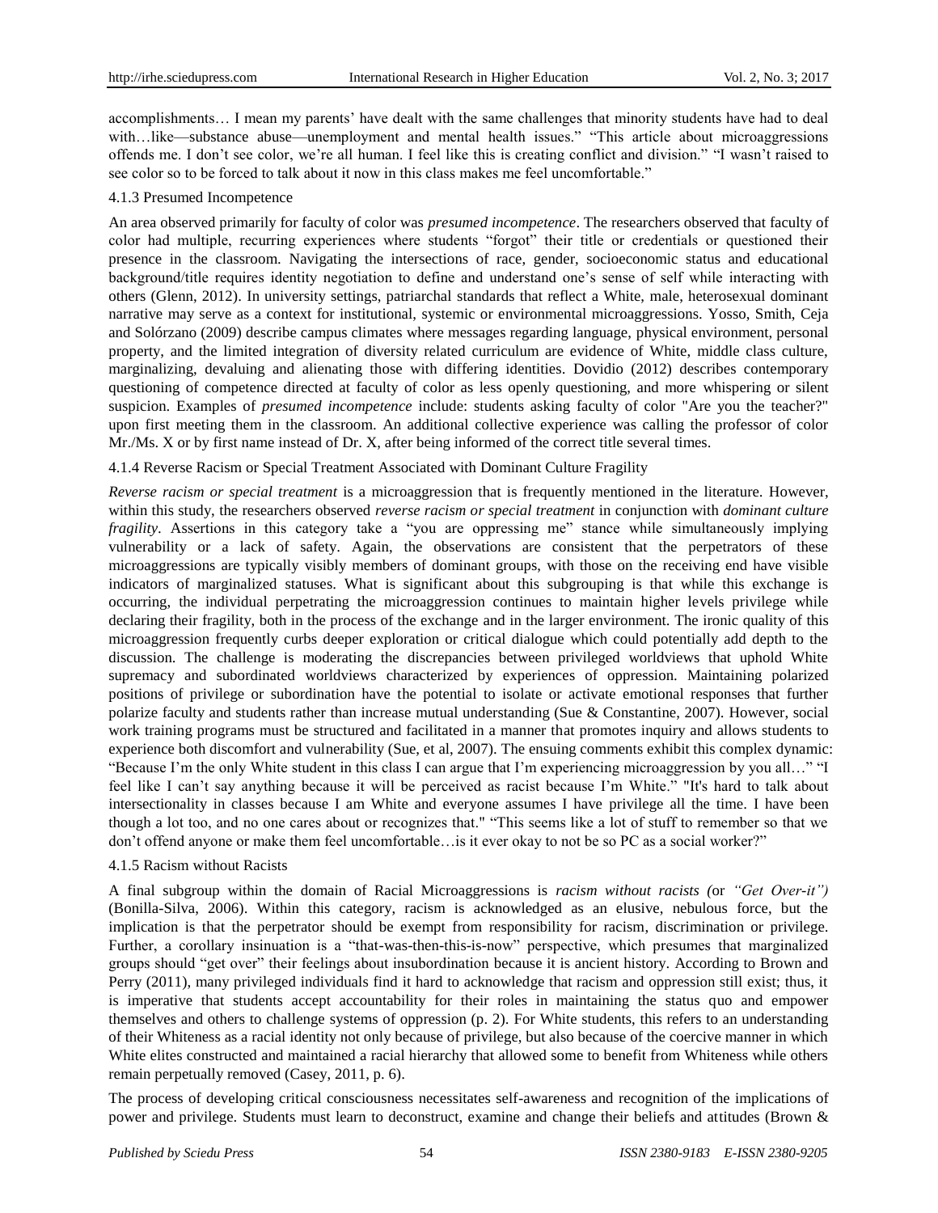accomplishments… I mean my parents' have dealt with the same challenges that minority students have had to deal with…like—substance abuse—unemployment and mental health issues." "This article about microaggressions offends me. I don't see color, we're all human. I feel like this is creating conflict and division." "I wasn't raised to see color so to be forced to talk about it now in this class makes me feel uncomfortable."

#### 4.1.3 Presumed Incompetence

An area observed primarily for faculty of color was *presumed incompetence*. The researchers observed that faculty of color had multiple, recurring experiences where students "forgot" their title or credentials or questioned their presence in the classroom. Navigating the intersections of race, gender, socioeconomic status and educational background/title requires identity negotiation to define and understand one's sense of self while interacting with others (Glenn, 2012). In university settings, patriarchal standards that reflect a White, male, heterosexual dominant narrative may serve as a context for institutional, systemic or environmental microaggressions. Yosso, Smith, Ceja and Solórzano (2009) describe campus climates where messages regarding language, physical environment, personal property, and the limited integration of diversity related curriculum are evidence of White, middle class culture, marginalizing, devaluing and alienating those with differing identities. Dovidio (2012) describes contemporary questioning of competence directed at faculty of color as less openly questioning, and more whispering or silent suspicion. Examples of *presumed incompetence* include: students asking faculty of color "Are you the teacher?" upon first meeting them in the classroom. An additional collective experience was calling the professor of color Mr./Ms. X or by first name instead of Dr. X, after being informed of the correct title several times.

#### 4.1.4 Reverse Racism or Special Treatment Associated with Dominant Culture Fragility

*Reverse racism or special treatment* is a microaggression that is frequently mentioned in the literature. However, within this study, the researchers observed *reverse racism or special treatment* in conjunction with *dominant culture fragility*. Assertions in this category take a "you are oppressing me" stance while simultaneously implying vulnerability or a lack of safety. Again, the observations are consistent that the perpetrators of these microaggressions are typically visibly members of dominant groups, with those on the receiving end have visible indicators of marginalized statuses. What is significant about this subgrouping is that while this exchange is occurring, the individual perpetrating the microaggression continues to maintain higher levels privilege while declaring their fragility, both in the process of the exchange and in the larger environment. The ironic quality of this microaggression frequently curbs deeper exploration or critical dialogue which could potentially add depth to the discussion. The challenge is moderating the discrepancies between privileged worldviews that uphold White supremacy and subordinated worldviews characterized by experiences of oppression. Maintaining polarized positions of privilege or subordination have the potential to isolate or activate emotional responses that further polarize faculty and students rather than increase mutual understanding (Sue & Constantine, 2007). However, social work training programs must be structured and facilitated in a manner that promotes inquiry and allows students to experience both discomfort and vulnerability (Sue, et al, 2007). The ensuing comments exhibit this complex dynamic: "Because I'm the only White student in this class I can argue that I'm experiencing microaggression by you all…" "I feel like I can't say anything because it will be perceived as racist because I'm White." "It's hard to talk about intersectionality in classes because I am White and everyone assumes I have privilege all the time. I have been though a lot too, and no one cares about or recognizes that." "This seems like a lot of stuff to remember so that we don't offend anyone or make them feel uncomfortable…is it ever okay to not be so PC as a social worker?"

#### 4.1.5 Racism without Racists

A final subgroup within the domain of Racial Microaggressions is *racism without racists (*or *"Get Over-it")* (Bonilla-Silva, 2006). Within this category, racism is acknowledged as an elusive, nebulous force, but the implication is that the perpetrator should be exempt from responsibility for racism, discrimination or privilege. Further, a corollary insinuation is a "that-was-then-this-is-now" perspective, which presumes that marginalized groups should "get over" their feelings about insubordination because it is ancient history. According to Brown and Perry (2011), many privileged individuals find it hard to acknowledge that racism and oppression still exist; thus, it is imperative that students accept accountability for their roles in maintaining the status quo and empower themselves and others to challenge systems of oppression (p. 2). For White students, this refers to an understanding of their Whiteness as a racial identity not only because of privilege, but also because of the coercive manner in which White elites constructed and maintained a racial hierarchy that allowed some to benefit from Whiteness while others remain perpetually removed (Casey, 2011, p. 6).

The process of developing critical consciousness necessitates self-awareness and recognition of the implications of power and privilege. Students must learn to deconstruct, examine and change their beliefs and attitudes (Brown &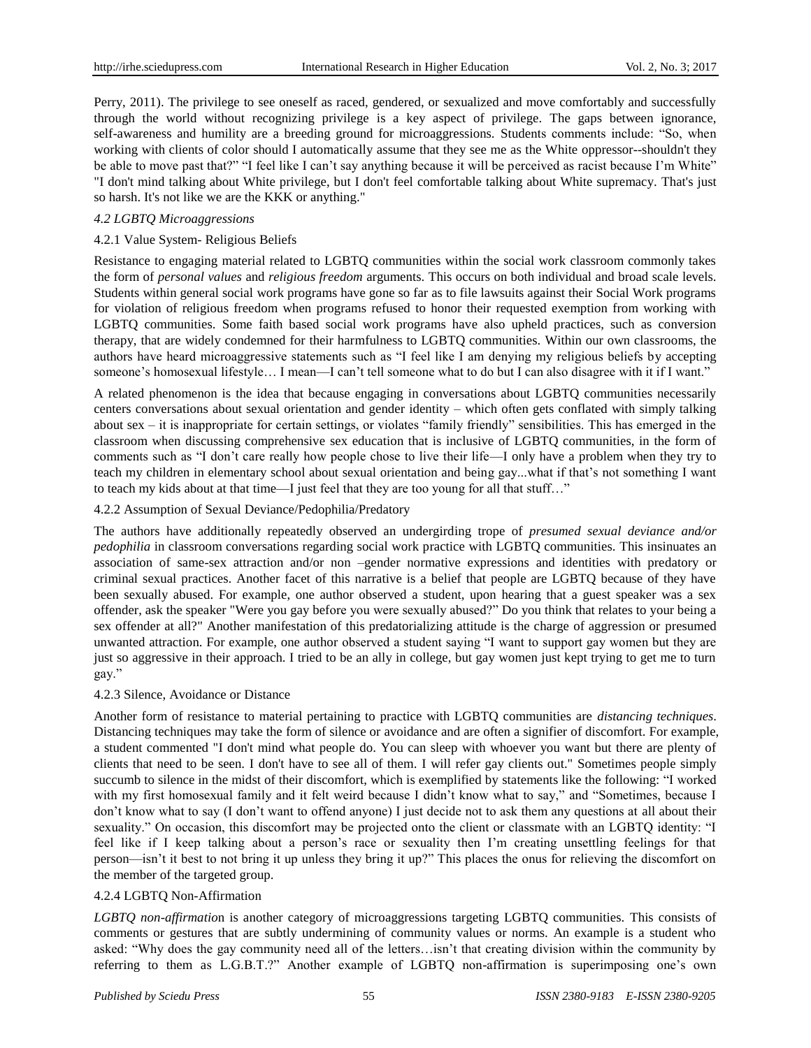Perry, 2011). The privilege to see oneself as raced, gendered, or sexualized and move comfortably and successfully through the world without recognizing privilege is a key aspect of privilege. The gaps between ignorance, self-awareness and humility are a breeding ground for microaggressions. Students comments include: "So, when working with clients of color should I automatically assume that they see me as the White oppressor--shouldn't they be able to move past that?" "I feel like I can't say anything because it will be perceived as racist because I'm White" "I don't mind talking about White privilege, but I don't feel comfortable talking about White supremacy. That's just so harsh. It's not like we are the KKK or anything."

### *4.2 LGBTQ Microaggressions*

#### 4.2.1 Value System- Religious Beliefs

Resistance to engaging material related to LGBTQ communities within the social work classroom commonly takes the form of *personal values* and *religious freedom* arguments. This occurs on both individual and broad scale levels. Students within general social work programs have gone so far as to file lawsuits against their Social Work programs for violation of religious freedom when programs refused to honor their requested exemption from working with LGBTQ communities. Some faith based social work programs have also upheld practices, such as conversion therapy, that are widely condemned for their harmfulness to LGBTQ communities. Within our own classrooms, the authors have heard microaggressive statements such as "I feel like I am denying my religious beliefs by accepting someone's homosexual lifestyle… I mean—I can't tell someone what to do but I can also disagree with it if I want."

A related phenomenon is the idea that because engaging in conversations about LGBTQ communities necessarily centers conversations about sexual orientation and gender identity – which often gets conflated with simply talking about sex – it is inappropriate for certain settings, or violates "family friendly" sensibilities. This has emerged in the classroom when discussing comprehensive sex education that is inclusive of LGBTQ communities, in the form of comments such as "I don't care really how people chose to live their life—I only have a problem when they try to teach my children in elementary school about sexual orientation and being gay...what if that's not something I want to teach my kids about at that time—I just feel that they are too young for all that stuff…"

#### 4.2.2 Assumption of Sexual Deviance/Pedophilia/Predatory

The authors have additionally repeatedly observed an undergirding trope of *presumed sexual deviance and/or pedophilia* in classroom conversations regarding social work practice with LGBTQ communities. This insinuates an association of same-sex attraction and/or non –gender normative expressions and identities with predatory or criminal sexual practices. Another facet of this narrative is a belief that people are LGBTQ because of they have been sexually abused. For example, one author observed a student, upon hearing that a guest speaker was a sex offender, ask the speaker "Were you gay before you were sexually abused?" Do you think that relates to your being a sex offender at all?" Another manifestation of this predatorializing attitude is the charge of aggression or presumed unwanted attraction. For example, one author observed a student saying "I want to support gay women but they are just so aggressive in their approach. I tried to be an ally in college, but gay women just kept trying to get me to turn gay."

#### 4.2.3 Silence, Avoidance or Distance

Another form of resistance to material pertaining to practice with LGBTQ communities are *distancing techniques*. Distancing techniques may take the form of silence or avoidance and are often a signifier of discomfort. For example, a student commented "I don't mind what people do. You can sleep with whoever you want but there are plenty of clients that need to be seen. I don't have to see all of them. I will refer gay clients out." Sometimes people simply succumb to silence in the midst of their discomfort, which is exemplified by statements like the following: "I worked with my first homosexual family and it felt weird because I didn't know what to say," and "Sometimes, because I don't know what to say (I don't want to offend anyone) I just decide not to ask them any questions at all about their sexuality." On occasion, this discomfort may be projected onto the client or classmate with an LGBTQ identity: "I feel like if I keep talking about a person's race or sexuality then I'm creating unsettling feelings for that person—isn't it best to not bring it up unless they bring it up?" This places the onus for relieving the discomfort on the member of the targeted group.

#### 4.2.4 LGBTQ Non-Affirmation

*LGBTQ non-affirmation* is another category of microaggressions targeting LGBTQ communities. This consists of comments or gestures that are subtly undermining of community values or norms. An example is a student who asked: "Why does the gay community need all of the letters…isn't that creating division within the community by referring to them as L.G.B.T.?" Another example of LGBTQ non-affirmation is superimposing one's own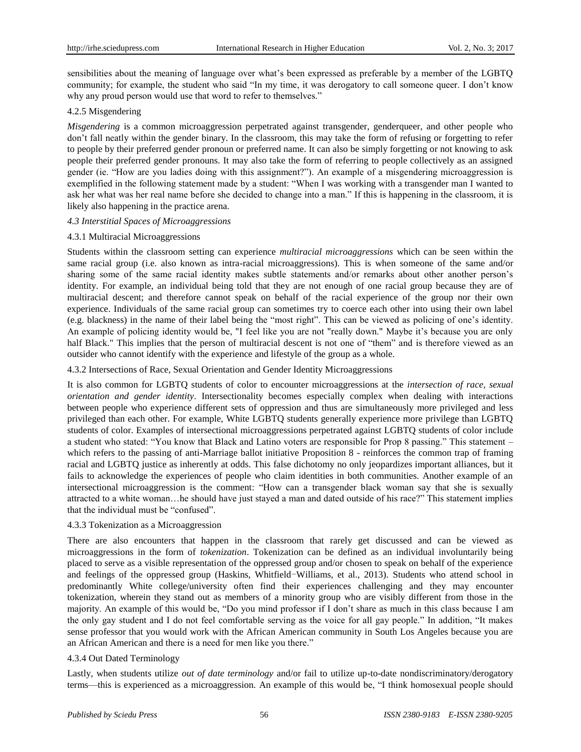sensibilities about the meaning of language over what's been expressed as preferable by a member of the LGBTQ community; for example, the student who said "In my time, it was derogatory to call someone queer. I don't know why any proud person would use that word to refer to themselves."

#### 4.2.5 Misgendering

*Misgendering* is a common microaggression perpetrated against transgender, genderqueer, and other people who don't fall neatly within the gender binary. In the classroom, this may take the form of refusing or forgetting to refer to people by their preferred gender pronoun or preferred name. It can also be simply forgetting or not knowing to ask people their preferred gender pronouns. It may also take the form of referring to people collectively as an assigned gender (ie. "How are you ladies doing with this assignment?"). An example of a misgendering microaggression is exemplified in the following statement made by a student: "When I was working with a transgender man I wanted to ask her what was her real name before she decided to change into a man." If this is happening in the classroom, it is likely also happening in the practice arena.

### *4.3 Interstitial Spaces of Microaggressions*

#### 4.3.1 Multiracial Microaggressions

Students within the classroom setting can experience *multiracial microaggressions* which can be seen within the same racial group (i.e. also known as intra-racial microaggressions). This is when someone of the same and/or sharing some of the same racial identity makes subtle statements and/or remarks about other another person's identity. For example, an individual being told that they are not enough of one racial group because they are of multiracial descent; and therefore cannot speak on behalf of the racial experience of the group nor their own experience. Individuals of the same racial group can sometimes try to coerce each other into using their own label (e.g. blackness) in the name of their label being the "most right". This can be viewed as policing of one's identity. An example of policing identity would be, "I feel like you are not "really down." Maybe it's because you are only half Black." This implies that the person of multiracial descent is not one of "them" and is therefore viewed as an outsider who cannot identify with the experience and lifestyle of the group as a whole.

#### 4.3.2 Intersections of Race, Sexual Orientation and Gender Identity Microaggressions

It is also common for LGBTQ students of color to encounter microaggressions at the *intersection of race, sexual orientation and gender identity*. Intersectionality becomes especially complex when dealing with interactions between people who experience different sets of oppression and thus are simultaneously more privileged and less privileged than each other. For example, White LGBTQ students generally experience more privilege than LGBTQ students of color. Examples of intersectional microaggressions perpetrated against LGBTQ students of color include a student who stated: "You know that Black and Latino voters are responsible for Prop 8 passing." This statement – which refers to the passing of anti-Marriage ballot initiative Proposition 8 - reinforces the common trap of framing racial and LGBTQ justice as inherently at odds. This false dichotomy no only jeopardizes important alliances, but it fails to acknowledge the experiences of people who claim identities in both communities. Another example of an intersectional microaggression is the comment: "How can a transgender black woman say that she is sexually attracted to a white woman…he should have just stayed a man and dated outside of his race?" This statement implies that the individual must be "confused".

#### 4.3.3 Tokenization as a Microaggression

There are also encounters that happen in the classroom that rarely get discussed and can be viewed as microaggressions in the form of *tokenization*. Tokenization can be defined as an individual involuntarily being placed to serve as a visible representation of the oppressed group and/or chosen to speak on behalf of the experience and feelings of the oppressed group (Haskins, Whitfield‑Williams, et al., 2013). Students who attend school in predominantly White college/university often find their experiences challenging and they may encounter tokenization, wherein they stand out as members of a minority group who are visibly different from those in the majority. An example of this would be, "Do you mind professor if I don't share as much in this class because I am the only gay student and I do not feel comfortable serving as the voice for all gay people." In addition, "It makes sense professor that you would work with the African American community in South Los Angeles because you are an African American and there is a need for men like you there."

#### 4.3.4 Out Dated Terminology

Lastly, when students utilize *out of date terminology* and/or fail to utilize up-to-date nondiscriminatory/derogatory terms—this is experienced as a microaggression. An example of this would be, "I think homosexual people should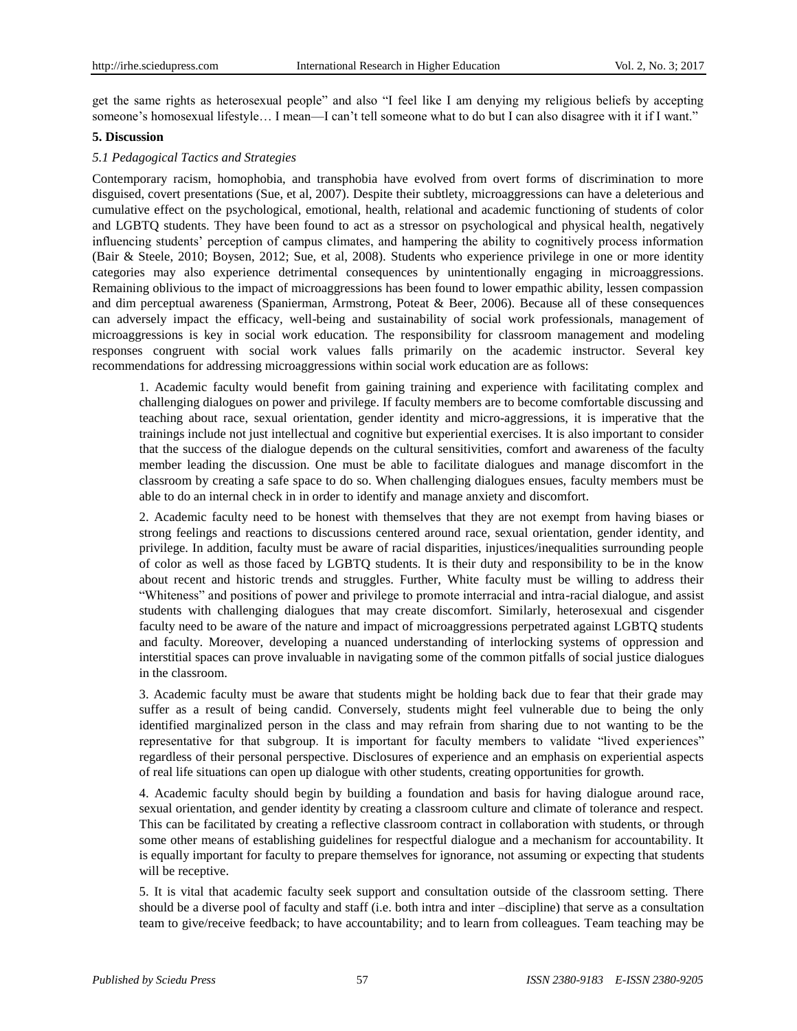get the same rights as heterosexual people" and also "I feel like I am denying my religious beliefs by accepting someone's homosexual lifestyle… I mean—I can't tell someone what to do but I can also disagree with it if I want."

## 5. Discussion

### *5.1 Pedagogical Tactics and Strategies*

Contemporary racism, homophobia, and transphobia have evolved from overt forms of discrimination to more disguised, covert presentations (Sue, et al, 2007). Despite their subtlety, microaggressions can have a deleterious and cumulative effect on the psychological, emotional, health, relational and academic functioning of students of color and LGBTQ students. They have been found to act as a stressor on psychological and physical health, negatively influencing students' perception of campus climates, and hampering the ability to cognitively process information (Bair & Steele, 2010; Boysen, 2012; Sue, et al, 2008). Students who experience privilege in one or more identity categories may also experience detrimental consequences by unintentionally engaging in microaggressions. Remaining oblivious to the impact of microaggressions has been found to lower empathic ability, lessen compassion and dim perceptual awareness (Spanierman, Armstrong, Poteat & Beer, 2006). Because all of these consequences can adversely impact the efficacy, well-being and sustainability of social work professionals, management of microaggressions is key in social work education. The responsibility for classroom management and modeling responses congruent with social work values falls primarily on the academic instructor. Several key recommendations for addressing microaggressions within social work education are as follows:

> 1. Academic faculty would benefit from gaining training and experience with facilitating complex and challenging dialogues on power and privilege. If faculty members are to become comfortable discussing and teaching about race, sexual orientation, gender identity and micro-aggressions, it is imperative that the trainings include not just intellectual and cognitive but experiential exercises. It is also important to consider that the success of the dialogue depends on the cultural sensitivities, comfort and awareness of the faculty member leading the discussion. One must be able to facilitate dialogues and manage discomfort in the classroom by creating a safe space to do so. When challenging dialogues ensues, faculty members must be able to do an internal check in in order to identify and manage anxiety and discomfort.
>
> 2. Academic faculty need to be honest with themselves that they are not exempt from having biases or strong feelings and reactions to discussions centered around race, sexual orientation, gender identity, and privilege. In addition, faculty must be aware of racial disparities, injustices/inequalities surrounding people of color as well as those faced by LGBTQ students. It is their duty and responsibility to be in the know about recent and historic trends and struggles. Further, White faculty must be willing to address their "Whiteness" and positions of power and privilege to promote interracial and intra-racial dialogue, and assist students with challenging dialogues that may create discomfort. Similarly, heterosexual and cisgender faculty need to be aware of the nature and impact of microaggressions perpetrated against LGBTQ students and faculty. Moreover, developing a nuanced understanding of interlocking systems of oppression and interstitial spaces can prove invaluable in navigating some of the common pitfalls of social justice dialogues in the classroom.
>
> 3. Academic faculty must be aware that students might be holding back due to fear that their grade may suffer as a result of being candid. Conversely, students might feel vulnerable due to being the only identified marginalized person in the class and may refrain from sharing due to not wanting to be the representative for that subgroup. It is important for faculty members to validate "lived experiences" regardless of their personal perspective. Disclosures of experience and an emphasis on experiential aspects of real life situations can open up dialogue with other students, creating opportunities for growth.
>
> 4. Academic faculty should begin by building a foundation and basis for having dialogue around race, sexual orientation, and gender identity by creating a classroom culture and climate of tolerance and respect. This can be facilitated by creating a reflective classroom contract in collaboration with students, or through some other means of establishing guidelines for respectful dialogue and a mechanism for accountability. It is equally important for faculty to prepare themselves for ignorance, not assuming or expecting that students will be receptive.
>
> 5. It is vital that academic faculty seek support and consultation outside of the classroom setting. There should be a diverse pool of faculty and staff (i.e. both intra and inter –discipline) that serve as a consultation team to give/receive feedback; to have accountability; and to learn from colleagues. Team teaching may be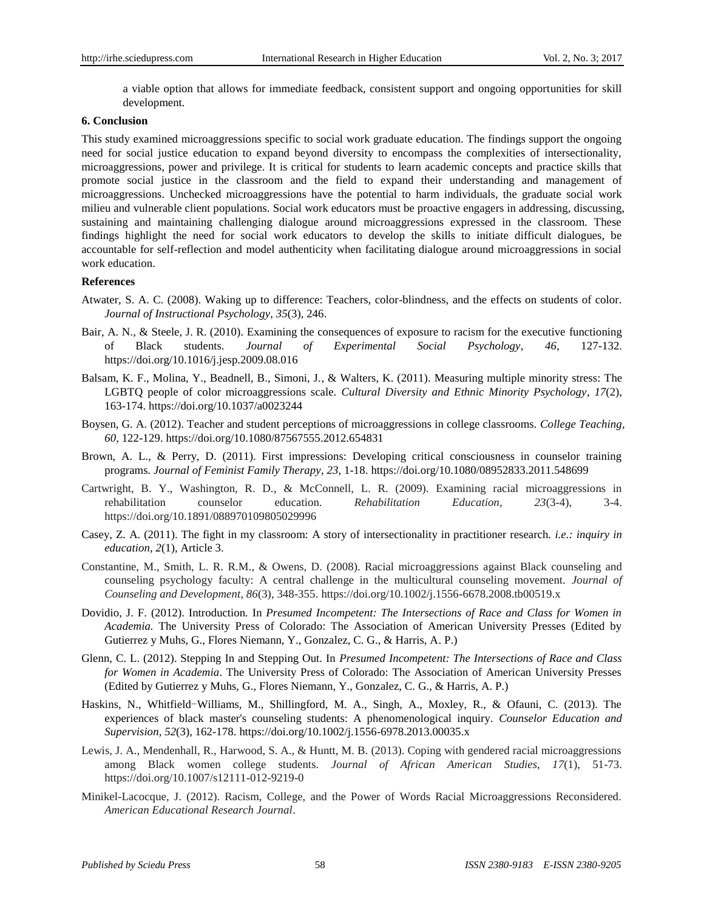a viable option that allows for immediate feedback, consistent support and ongoing opportunities for skill development.

## 6. Conclusion

This study examined microaggressions specific to social work graduate education. The findings support the ongoing need for social justice education to expand beyond diversity to encompass the complexities of intersectionality, microaggressions, power and privilege. It is critical for students to learn academic concepts and practice skills that promote social justice in the classroom and the field to expand their understanding and management of microaggressions. Unchecked microaggressions have the potential to harm individuals, the graduate social work milieu and vulnerable client populations. Social work educators must be proactive engagers in addressing, discussing, sustaining and maintaining challenging dialogue around microaggressions expressed in the classroom. These findings highlight the need for social work educators to develop the skills to initiate difficult dialogues, be accountable for self-reflection and model authenticity when facilitating dialogue around microaggressions in social work education.

## References

Atwater, S. A. C. (2008). Waking up to difference: Teachers, color-blindness, and the effects on students of color. *Journal of Instructional Psychology*, *35*(3), 246.

Bair, A. N., & Steele, J. R. (2010). Examining the consequences of exposure to racism for the executive functioning of Black students. *Journal of Experimental Social Psychology*, *46*, 127-132. https://doi.org/10.1016/j.jesp.2009.08.016

Balsam, K. F., Molina, Y., Beadnell, B., Simoni, J., & Walters, K. (2011). Measuring multiple minority stress: The LGBTQ people of color microaggressions scale. *Cultural Diversity and Ethnic Minority Psychology*, *17*(2), 163-174. https://doi.org/10.1037/a0023244

Boysen, G. A. (2012). Teacher and student perceptions of microaggressions in college classrooms. *College Teaching*, *60*, 122-129. https://doi.org/10.1080/87567555.2012.654831

Brown, A. L., & Perry, D. (2011). First impressions: Developing critical consciousness in counselor training programs. *Journal of Feminist Family Therapy*, *23*, 1-18. https://doi.org/10.1080/08952833.2011.548699

Cartwright, B. Y., Washington, R. D., & McConnell, L. R. (2009). Examining racial microaggressions in rehabilitation counselor education. *Rehabilitation Education*, *23*(3-4), 3-4. https://doi.org/10.1891/088970109805029996

Casey, Z. A. (2011). The fight in my classroom: A story of intersectionality in practitioner research. *i.e.: inquiry in education*, *2*(1), Article 3.

Constantine, M., Smith, L. R. R.M., & Owens, D. (2008). Racial microaggressions against Black counseling and counseling psychology faculty: A central challenge in the multicultural counseling movement. *Journal of Counseling and Development*, *86*(3), 348-355. https://doi.org/10.1002/j.1556-6678.2008.tb00519.x

Dovidio, J. F. (2012). Introduction. In *Presumed Incompetent: The Intersections of Race and Class for Women in Academia.* The University Press of Colorado: The Association of American University Presses (Edited by Gutierrez y Muhs, G., Flores Niemann, Y., Gonzalez, C. G., & Harris, A. P.)

Glenn, C. L. (2012). Stepping In and Stepping Out. In *Presumed Incompetent: The Intersections of Race and Class for Women in Academia*. The University Press of Colorado: The Association of American University Presses (Edited by Gutierrez y Muhs, G., Flores Niemann, Y., Gonzalez, C. G., & Harris, A. P.)

Haskins, N., Whitfield-Williams, M., Shillingford, M. A., Singh, A., Moxley, R., & Ofauni, C. (2013). The experiences of black master's counseling students: A phenomenological inquiry. *Counselor Education and Supervision*, *52*(3), 162-178. https://doi.org/10.1002/j.1556-6978.2013.00035.x

Lewis, J. A., Mendenhall, R., Harwood, S. A., & Huntt, M. B. (2013). Coping with gendered racial microaggressions among Black women college students. *Journal of African American Studies*, *17*(1), 51-73. https://doi.org/10.1007/s12111-012-9219-0

Minikel-Lacocque, J. (2012). Racism, College, and the Power of Words Racial Microaggressions Reconsidered. *American Educational Research Journal*.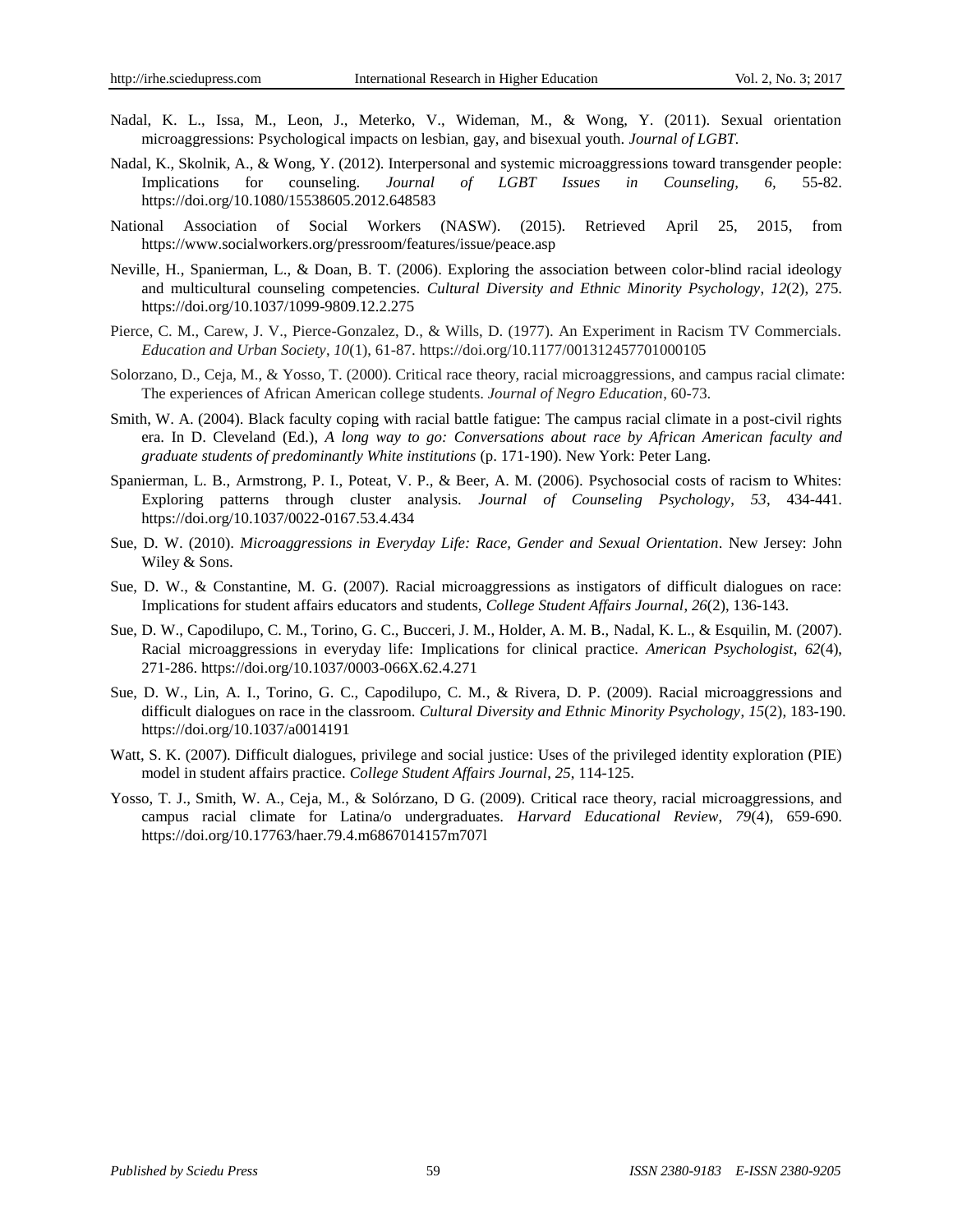Nadal, K. L., Issa, M., Leon, J., Meterko, V., Wideman, M., & Wong, Y. (2011). Sexual orientation microaggressions: Psychological impacts on lesbian, gay, and bisexual youth. *Journal of LGBT.*

Nadal, K., Skolnik, A., & Wong, Y. (2012). Interpersonal and systemic microaggressions toward transgender people: Implications for counseling. *Journal of LGBT Issues in Counseling, 6,* 55-82. https://doi.org/10.1080/15538605.2012.648583

National Association of Social Workers (NASW). (2015). Retrieved April 25, 2015, from https://www.socialworkers.org/pressroom/features/issue/peace.asp

Neville, H., Spanierman, L., & Doan, B. T. (2006). Exploring the association between color-blind racial ideology and multicultural counseling competencies. *Cultural Diversity and Ethnic Minority Psychology*, *12*(2), 275. https://doi.org/10.1037/1099-9809.12.2.275

Pierce, C. M., Carew, J. V., Pierce-Gonzalez, D., & Wills, D. (1977). An Experiment in Racism TV Commercials. *Education and Urban Society*, *10*(1), 61-87. https://doi.org/10.1177/001312457701000105

Solorzano, D., Ceja, M., & Yosso, T. (2000). Critical race theory, racial microaggressions, and campus racial climate: The experiences of African American college students. *Journal of Negro Education*, 60-73.

Smith, W. A. (2004). Black faculty coping with racial battle fatigue: The campus racial climate in a post-civil rights era. In D. Cleveland (Ed.), *A long way to go: Conversations about race by African American faculty and graduate students of predominantly White institutions* (p. 171-190). New York: Peter Lang.

Spanierman, L. B., Armstrong, P. I., Poteat, V. P., & Beer, A. M. (2006). Psychosocial costs of racism to Whites: Exploring patterns through cluster analysis. *Journal of Counseling Psychology*, *53*, 434-441. https://doi.org/10.1037/0022-0167.53.4.434

Sue, D. W. (2010). *Microaggressions in Everyday Life: Race, Gender and Sexual Orientation*. New Jersey: John Wiley & Sons.

Sue, D. W., & Constantine, M. G. (2007). Racial microaggressions as instigators of difficult dialogues on race: Implications for student affairs educators and students, *College Student Affairs Journal, 26*(2), 136-143.

Sue, D. W., Capodilupo, C. M., Torino, G. C., Bucceri, J. M., Holder, A. M. B., Nadal, K. L., & Esquilin, M. (2007). Racial microaggressions in everyday life: Implications for clinical practice. *American Psychologist*, *62*(4), 271-286. https://doi.org/10.1037/0003-066X.62.4.271

Sue, D. W., Lin, A. I., Torino, G. C., Capodilupo, C. M., & Rivera, D. P. (2009). Racial microaggressions and difficult dialogues on race in the classroom. *Cultural Diversity and Ethnic Minority Psychology*, *15*(2), 183-190. https://doi.org/10.1037/a0014191

Watt, S. K. (2007). Difficult dialogues, privilege and social justice: Uses of the privileged identity exploration (PIE) model in student affairs practice. *College Student Affairs Journal*, *25*, 114-125.

Yosso, T. J., Smith, W. A., Ceja, M., & Solórzano, D G. (2009). Critical race theory, racial microaggressions, and campus racial climate for Latina/o undergraduates. *Harvard Educational Review*, *79*(4), 659-690. https://doi.org/10.17763/haer.79.4.m6867014157m707l